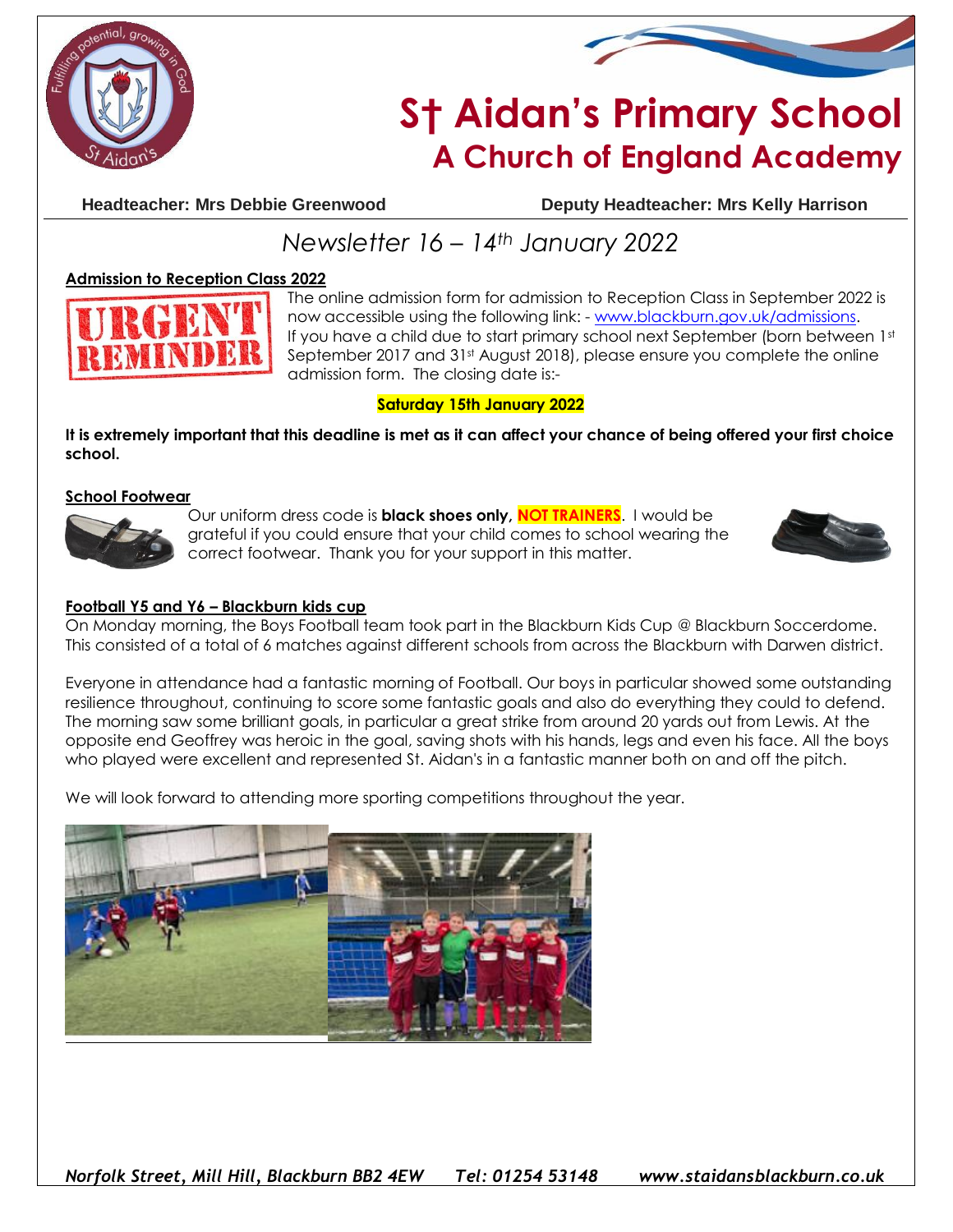# St Aidan's Primary School
## A Church of England Academy

**Headteacher: Mrs Debbie Greenwood** **Deputy Headteacher: Mrs Kelly Harrison**

*Newsletter 16 – 14th January 2022*

**Admission to Reception Class 2022**

URGENT REMINDER

The online admission form for admission to Reception Class in September 2022 is now accessible using the following link: - www.blackburn.gov.uk/admissions. If you have a child due to start primary school next September (born between 1st September 2017 and 31st August 2018), please ensure you complete the online admission form. The closing date is:-

**Saturday 15th January 2022**

**It is extremely important that this deadline is met as it can affect your chance of being offered your first choice school.**

**School Footwear**

Our uniform dress code is **black shoes only, NOT TRAINERS**. I would be grateful if you could ensure that your child comes to school wearing the correct footwear. Thank you for your support in this matter.

**Football Y5 and Y6 – Blackburn kids cup**

On Monday morning, the Boys Football team took part in the Blackburn Kids Cup @ Blackburn Soccerdome. This consisted of a total of 6 matches against different schools from across the Blackburn with Darwen district.

Everyone in attendance had a fantastic morning of Football. Our boys in particular showed some outstanding resilience throughout, continuing to score some fantastic goals and also do everything they could to defend. The morning saw some brilliant goals, in particular a great strike from around 20 yards out from Lewis. At the opposite end Geoffrey was heroic in the goal, saving shots with his hands, legs and even his face. All the boys who played were excellent and represented St. Aidan's in a fantastic manner both on and off the pitch.

We will look forward to attending more sporting competitions throughout the year.

*Norfolk Street, Mill Hill, Blackburn BB2 4EW Tel: 01254 53148 www.staidansblackburn.co.uk*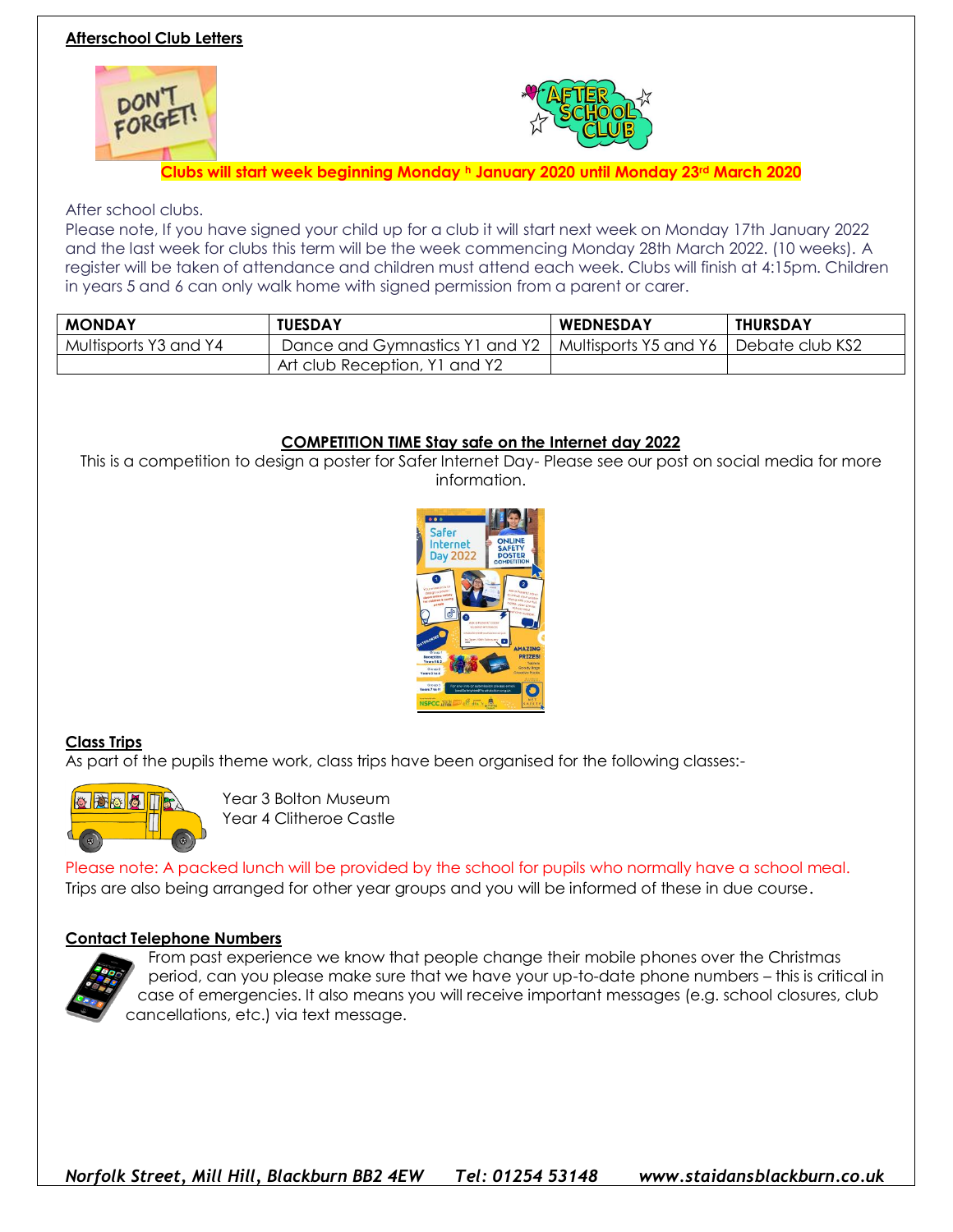**Afterschool Club Letters**

**Clubs will start week beginning Monday h January 2020 until Monday 23rd March 2020**

After school clubs.
Please note, If you have signed your child up for a club it will start next week on Monday 17th January 2022 and the last week for clubs this term will be the week commencing Monday 28th March 2022. (10 weeks). A register will be taken of attendance and children must attend each week. Clubs will finish at 4:15pm. Children in years 5 and 6 can only walk home with signed permission from a parent or carer.

| MONDAY | TUESDAY | WEDNESDAY | THURSDAY |
|---|---|---|---|
| Multisports Y3 and Y4 | Dance and Gymnastics Y1 and Y2 | Multisports Y5 and Y6 | Debate club KS2 |
| | Art club Reception, Y1 and Y2 | | |

**COMPETITION TIME Stay safe on the Internet day 2022**

This is a competition to design a poster for Safer Internet Day- Please see our post on social media for more information.

**Class Trips**

As part of the pupils theme work, class trips have been organised for the following classes:-

Year 3 Bolton Museum
Year 4 Clitheroe Castle

Please note: A packed lunch will be provided by the school for pupils who normally have a school meal.
Trips are also being arranged for other year groups and you will be informed of these in due course.

**Contact Telephone Numbers**

From past experience we know that people change their mobile phones over the Christmas period, can you please make sure that we have your up-to-date phone numbers – this is critical in case of emergencies. It also means you will receive important messages (e.g. school closures, club cancellations, etc.) via text message.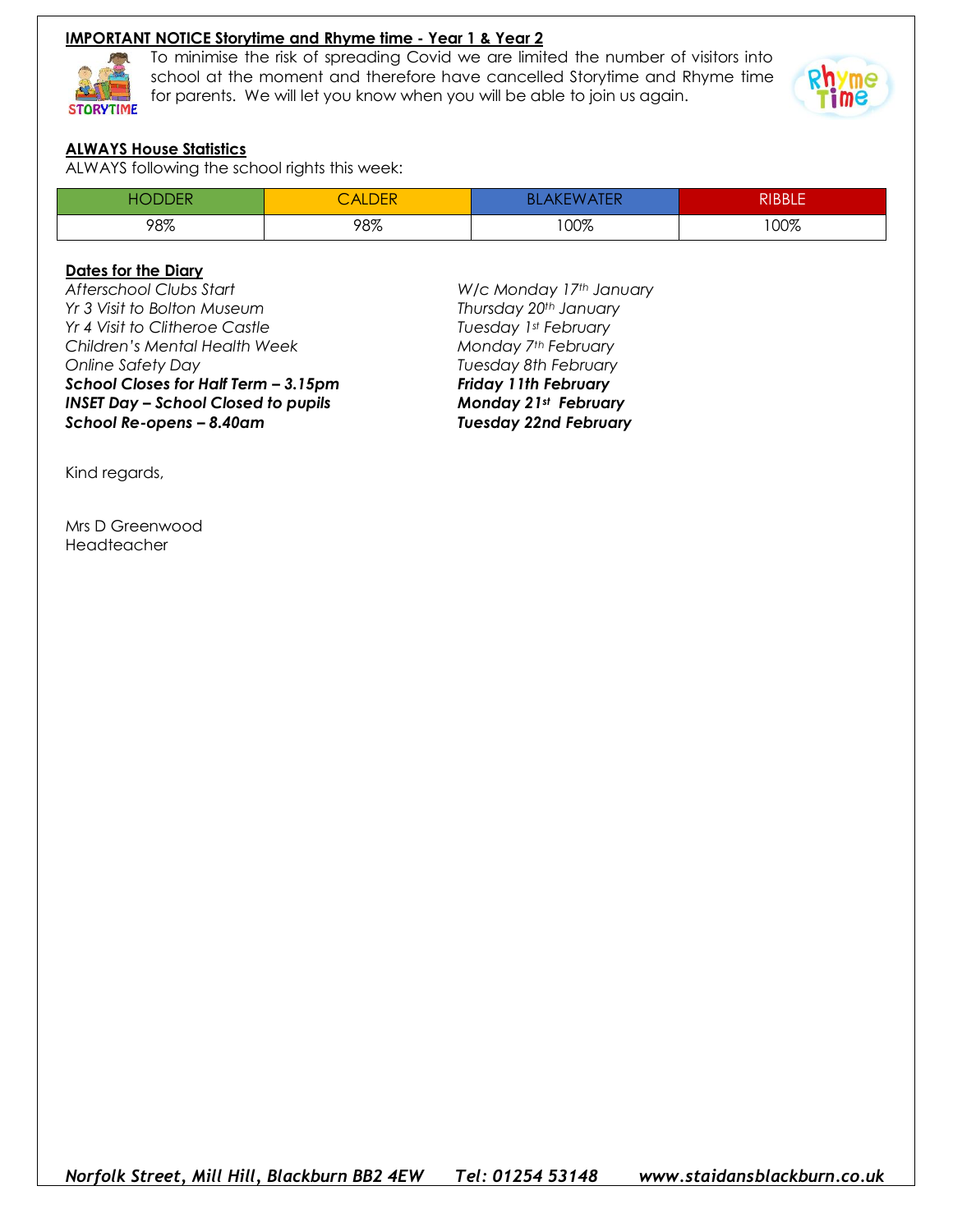**IMPORTANT NOTICE Storytime and Rhyme time - Year 1 & Year 2**

To minimise the risk of spreading Covid we are limited the number of visitors into school at the moment and therefore have cancelled Storytime and Rhyme time for parents. We will let you know when you will be able to join us again.

**ALWAYS House Statistics**

ALWAYS following the school rights this week:

| HODDER | CALDER | BLAKEWATER | RIBBLE |
|---|---|---|---|
| 98% | 98% | 100% | 100% |

**Dates for the Diary**

| | |
|---|---|
| *Afterschool Clubs Start* | *W/c Monday 17th January* |
| *Yr 3 Visit to Bolton Museum* | *Thursday 20th January* |
| *Yr 4 Visit to Clitheroe Castle* | *Tuesday 1st February* |
| *Children's Mental Health Week* | *Monday 7th February* |
| *Online Safety Day* | *Tuesday 8th February* |
| ***School Closes for Half Term – 3.15pm*** | ***Friday 11th February*** |
| ***INSET Day – School Closed to pupils*** | ***Monday 21st February*** |
| ***School Re-opens – 8.40am*** | ***Tuesday 22nd February*** |

Kind regards,

Mrs D Greenwood
Headteacher

*Norfolk Street, Mill Hill, Blackburn BB2 4EW Tel: 01254 53148 www.staidansblackburn.co.uk*